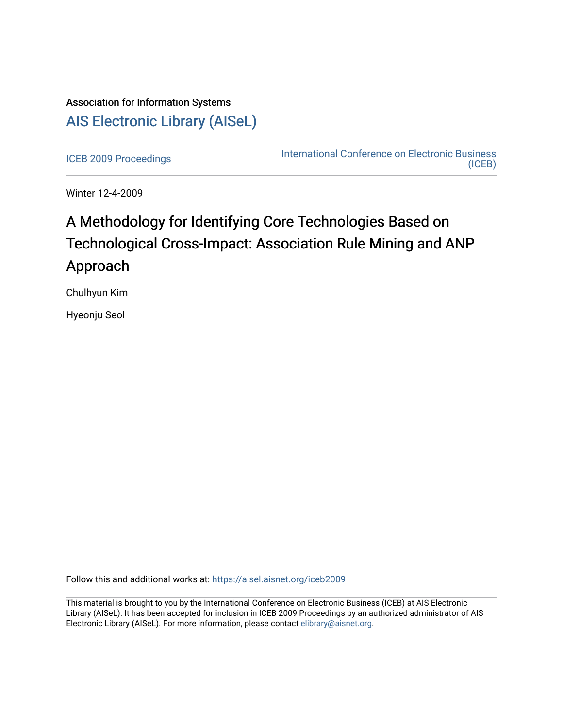Association for Information Systems

[AIS Electronic Library (AISeL)](https://aisel.aisnet.org/)

ICEB 2009 Proceedings | International Conference on Electronic Business (ICEB)

Winter 12-4-2009

# A Methodology for Identifying Core Technologies Based on Technological Cross-Impact: Association Rule Mining and ANP Approach

Chulhyun Kim

Hyeonju Seol

Follow this and additional works at: https://aisel.aisnet.org/iceb2009

This material is brought to you by the International Conference on Electronic Business (ICEB) at AIS Electronic Library (AISeL). It has been accepted for inclusion in ICEB 2009 Proceedings by an authorized administrator of AIS Electronic Library (AISeL). For more information, please contact elibrary@aisnet.org.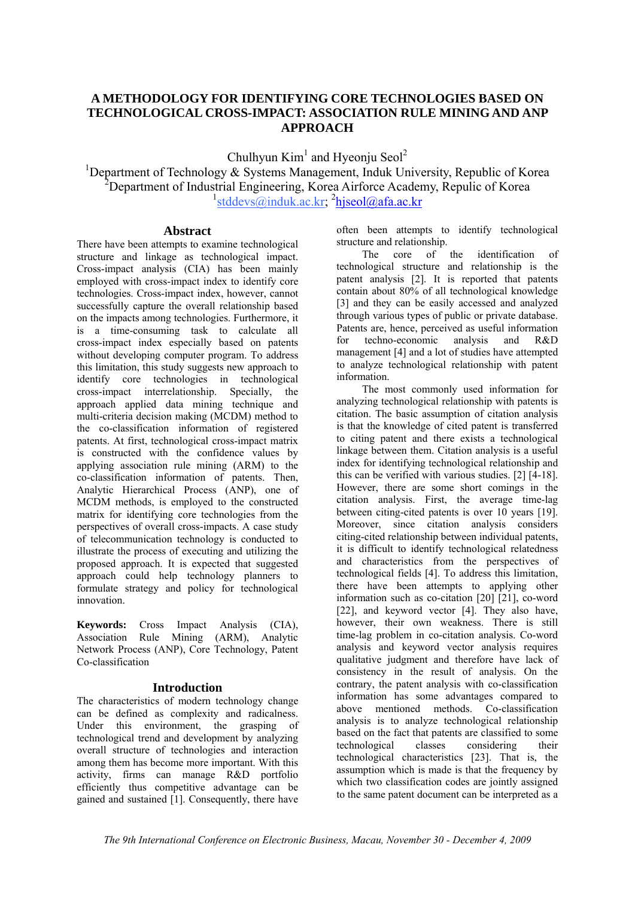# A METHODOLOGY FOR IDENTIFYING CORE TECHNOLOGIES BASED ON TECHNOLOGICAL CROSS-IMPACT: ASSOCIATION RULE MINING AND ANP APPROACH

Chulhyun Kim[1] and Hyeonju Seol[2]

[1]Department of Technology & Systems Management, Induk University, Republic of Korea
[2]Department of Industrial Engineering, Korea Airforce Academy, Repulic of Korea
[1]stddevs@induk.ac.kr; [2]hjseol@afa.ac.kr

## Abstract

There have been attempts to examine technological structure and linkage as technological impact. Cross-impact analysis (CIA) has been mainly employed with cross-impact index to identify core technologies. Cross-impact index, however, cannot successfully capture the overall relationship based on the impacts among technologies. Furthermore, it is a time-consuming task to calculate all cross-impact index especially based on patents without developing computer program. To address this limitation, this study suggests new approach to identify core technologies in technological cross-impact interrelationship. Specially, the approach applied data mining technique and multi-criteria decision making (MCDM) method to the co-classification information of registered patents. At first, technological cross-impact matrix is constructed with the confidence values by applying association rule mining (ARM) to the co-classification information of patents. Then, Analytic Hierarchical Process (ANP), one of MCDM methods, is employed to the constructed matrix for identifying core technologies from the perspectives of overall cross-impacts. A case study of telecommunication technology is conducted to illustrate the process of executing and utilizing the proposed approach. It is expected that suggested approach could help technology planners to formulate strategy and policy for technological innovation.

**Keywords:** Cross Impact Analysis (CIA), Association Rule Mining (ARM), Analytic Network Process (ANP), Core Technology, Patent Co-classification

## Introduction

The characteristics of modern technology change can be defined as complexity and radicalness. Under this environment, the grasping of technological trend and development by analyzing overall structure of technologies and interaction among them has become more important. With this activity, firms can manage R&D portfolio efficiently thus competitive advantage can be gained and sustained [1]. Consequently, there have often been attempts to identify technological structure and relationship.

The core of the identification of technological structure and relationship is the patent analysis [2]. It is reported that patents contain about 80% of all technological knowledge [3] and they can be easily accessed and analyzed through various types of public or private database. Patents are, hence, perceived as useful information for techno-economic analysis and R&D management [4] and a lot of studies have attempted to analyze technological relationship with patent information.

The most commonly used information for analyzing technological relationship with patents is citation. The basic assumption of citation analysis is that the knowledge of cited patent is transferred to citing patent and there exists a technological linkage between them. Citation analysis is a useful index for identifying technological relationship and this can be verified with various studies. [2] [4-18]. However, there are some short comings in the citation analysis. First, the average time-lag between citing-cited patents is over 10 years [19]. Moreover, since citation analysis considers citing-cited relationship between individual patents, it is difficult to identify technological relatedness and characteristics from the perspectives of technological fields [4]. To address this limitation, there have been attempts to applying other information such as co-citation [20] [21], co-word [22], and keyword vector [4]. They also have, however, their own weakness. There is still time-lag problem in co-citation analysis. Co-word analysis and keyword vector analysis requires qualitative judgment and therefore have lack of consistency in the result of analysis. On the contrary, the patent analysis with co-classification information has some advantages compared to above mentioned methods. Co-classification analysis is to analyze technological relationship based on the fact that patents are classified to some technological classes considering their technological characteristics [23]. That is, the assumption which is made is that the frequency by which two classification codes are jointly assigned to the same patent document can be interpreted as a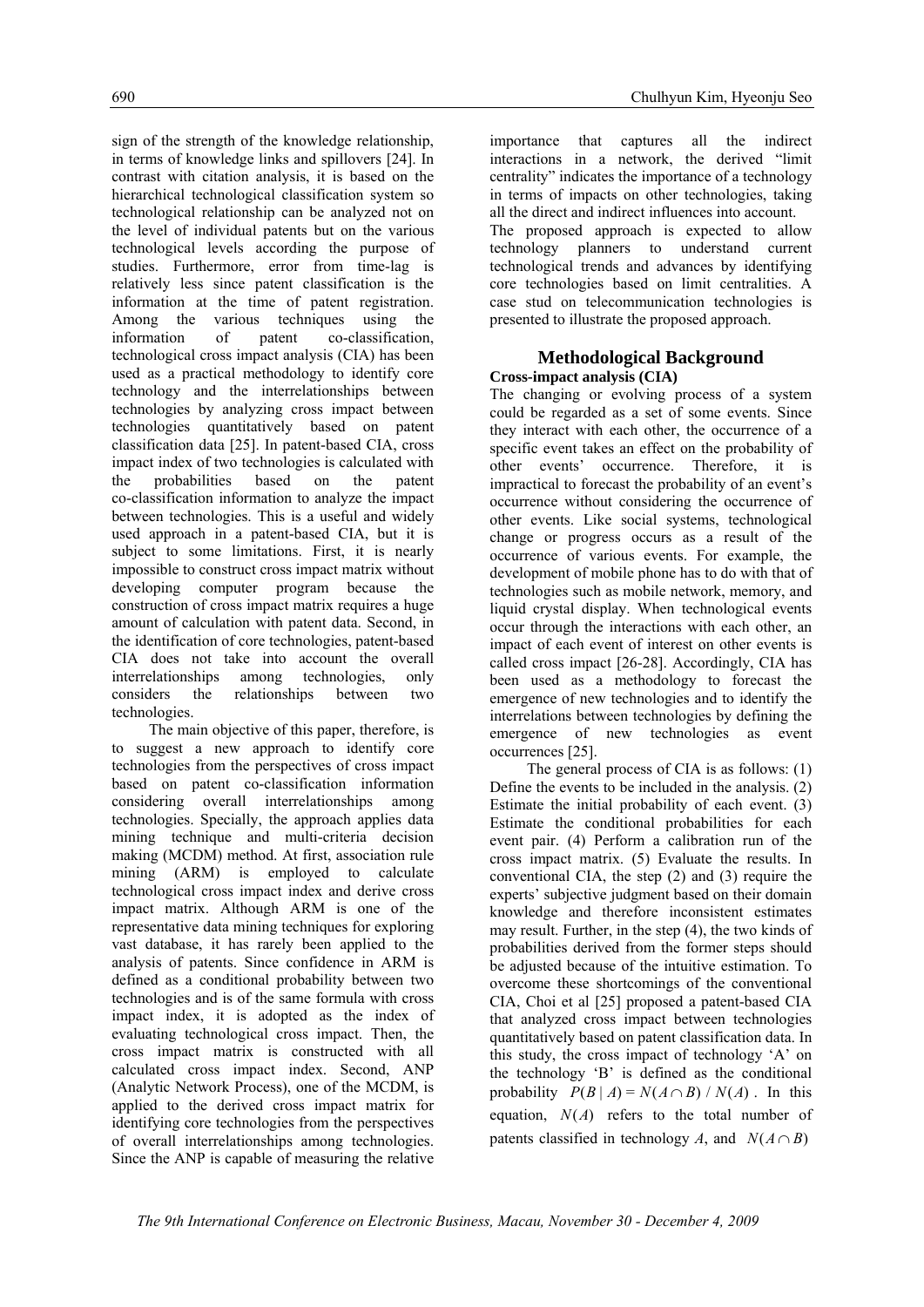sign of the strength of the knowledge relationship, in terms of knowledge links and spillovers [24]. In contrast with citation analysis, it is based on the hierarchical technological classification system so technological relationship can be analyzed not on the level of individual patents but on the various technological levels according the purpose of studies. Furthermore, error from time-lag is relatively less since patent classification is the information at the time of patent registration. Among the various techniques using the information of patent co-classification, technological cross impact analysis (CIA) has been used as a practical methodology to identify core technology and the interrelationships between technologies by analyzing cross impact between technologies quantitatively based on patent classification data [25]. In patent-based CIA, cross impact index of two technologies is calculated with the probabilities based on the patent co-classification information to analyze the impact between technologies. This is a useful and widely used approach in a patent-based CIA, but it is subject to some limitations. First, it is nearly impossible to construct cross impact matrix without developing computer program because the construction of cross impact matrix requires a huge amount of calculation with patent data. Second, in the identification of core technologies, patent-based CIA does not take into account the overall interrelationships among technologies, only considers the relationships between two technologies.

The main objective of this paper, therefore, is to suggest a new approach to identify core technologies from the perspectives of cross impact based on patent co-classification information considering overall interrelationships among technologies. Specially, the approach applies data mining technique and multi-criteria decision making (MCDM) method. At first, association rule mining (ARM) is employed to calculate technological cross impact index and derive cross impact matrix. Although ARM is one of the representative data mining techniques for exploring vast database, it has rarely been applied to the analysis of patents. Since confidence in ARM is defined as a conditional probability between two technologies and is of the same formula with cross impact index, it is adopted as the index of evaluating technological cross impact. Then, the cross impact matrix is constructed with all calculated cross impact index. Second, ANP (Analytic Network Process), one of the MCDM, is applied to the derived cross impact matrix for identifying core technologies from the perspectives of overall interrelationships among technologies. Since the ANP is capable of measuring the relative importance that captures all the indirect interactions in a network, the derived "limit centrality" indicates the importance of a technology in terms of impacts on other technologies, taking all the direct and indirect influences into account.

The proposed approach is expected to allow technology planners to understand current technological trends and advances by identifying core technologies based on limit centralities. A case stud on telecommunication technologies is presented to illustrate the proposed approach.

## Methodological Background

### Cross-impact analysis (CIA)

The changing or evolving process of a system could be regarded as a set of some events. Since they interact with each other, the occurrence of a specific event takes an effect on the probability of other events' occurrence. Therefore, it is impractical to forecast the probability of an event's occurrence without considering the occurrence of other events. Like social systems, technological change or progress occurs as a result of the occurrence of various events. For example, the development of mobile phone has to do with that of technologies such as mobile network, memory, and liquid crystal display. When technological events occur through the interactions with each other, an impact of each event of interest on other events is called cross impact [26-28]. Accordingly, CIA has been used as a methodology to forecast the emergence of new technologies and to identify the interrelations between technologies by defining the emergence of new technologies as event occurrences [25].

The general process of CIA is as follows: (1) Define the events to be included in the analysis. (2) Estimate the initial probability of each event. (3) Estimate the conditional probabilities for each event pair. (4) Perform a calibration run of the cross impact matrix. (5) Evaluate the results. In conventional CIA, the step (2) and (3) require the experts' subjective judgment based on their domain knowledge and therefore inconsistent estimates may result. Further, in the step (4), the two kinds of probabilities derived from the former steps should be adjusted because of the intuitive estimation. To overcome these shortcomings of the conventional CIA, Choi et al [25] proposed a patent-based CIA that analyzed cross impact between technologies quantitatively based on patent classification data. In this study, the cross impact of technology 'A' on the technology 'B' is defined as the conditional probability $P(B \mid A) = N(A \cap B) / N(A)$. In this equation, $N(A)$ refers to the total number of patents classified in technology $A$, and $N(A \cap B)$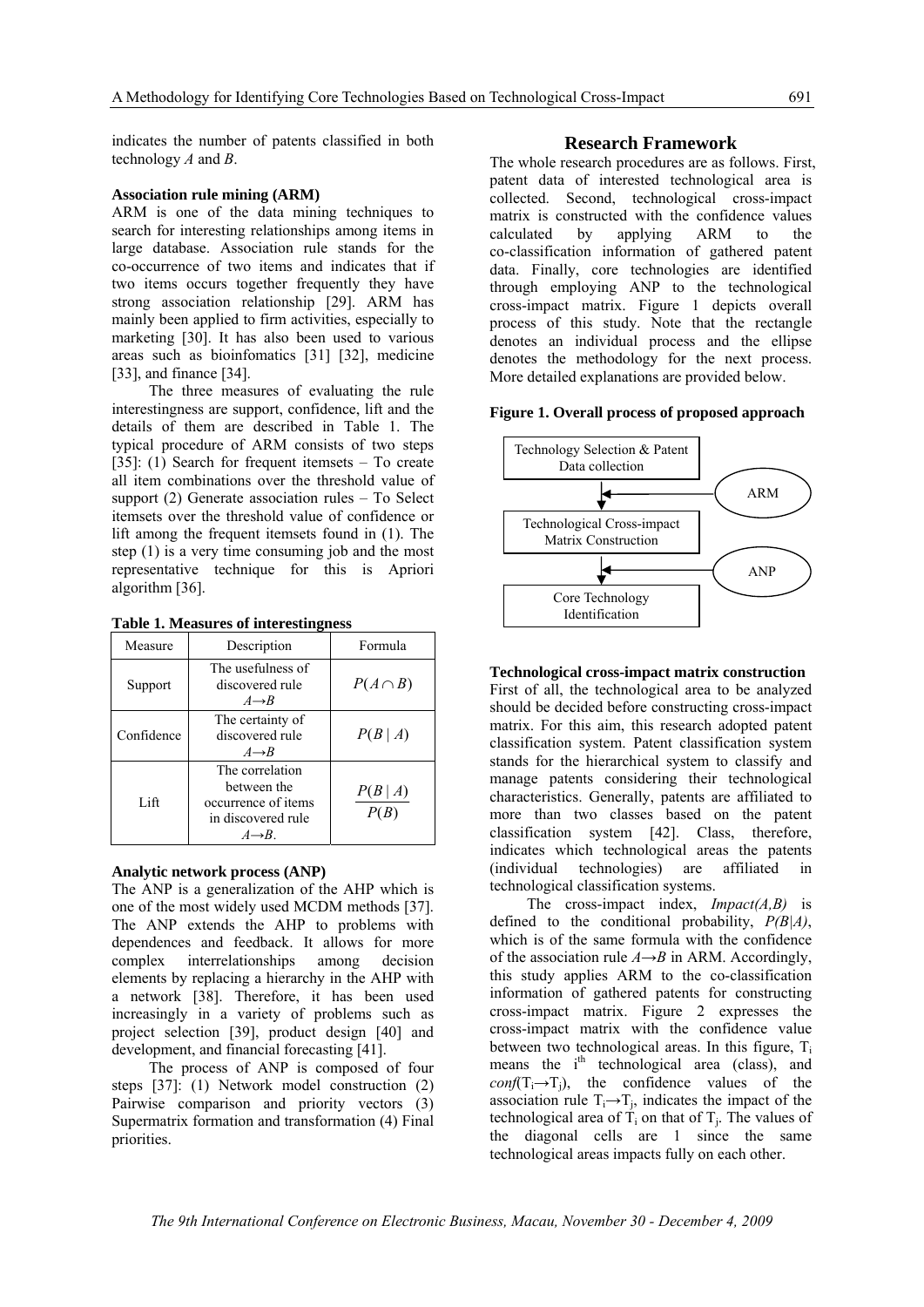indicates the number of patents classified in both technology *A* and *B*.

**Association rule mining (ARM)**

ARM is one of the data mining techniques to search for interesting relationships among items in large database. Association rule stands for the co-occurrence of two items and indicates that if two items occurs together frequently they have strong association relationship [29]. ARM has mainly been applied to firm activities, especially to marketing [30]. It has also been used to various areas such as bioinfomatics [31] [32], medicine [33], and finance [34].

The three measures of evaluating the rule interestingness are support, confidence, lift and the details of them are described in Table 1. The typical procedure of ARM consists of two steps [35]: (1) Search for frequent itemsets – To create all item combinations over the threshold value of support (2) Generate association rules – To Select itemsets over the threshold value of confidence or lift among the frequent itemsets found in (1). The step (1) is a very time consuming job and the most representative technique for this is Apriori algorithm [36].

**Table 1. Measures of interestingness**

| Measure | Description | Formula |
|---|---|---|
| Support | The usefulness of discovered rule $A \rightarrow B$ | $P(A \cap B)$ |
| Confidence | The certainty of discovered rule $A \rightarrow B$ | $P(B \mid A)$ |
| Lift | The correlation between the occurrence of items in discovered rule $A \rightarrow B$. | $\frac{P(B \mid A)}{P(B)}$ |

**Analytic network process (ANP)**

The ANP is a generalization of the AHP which is one of the most widely used MCDM methods [37]. The ANP extends the AHP to problems with dependences and feedback. It allows for more complex interrelationships among decision elements by replacing a hierarchy in the AHP with a network [38]. Therefore, it has been used increasingly in a variety of problems such as project selection [39], product design [40] and development, and financial forecasting [41].

The process of ANP is composed of four steps [37]: (1) Network model construction (2) Pairwise comparison and priority vectors (3) Supermatrix formation and transformation (4) Final priorities.

## Research Framework

The whole research procedures are as follows. First, patent data of interested technological area is collected. Second, technological cross-impact matrix is constructed with the confidence values calculated by applying ARM to the co-classification information of gathered patent data. Finally, core technologies are identified through employing ANP to the technological cross-impact matrix. Figure 1 depicts overall process of this study. Note that the rectangle denotes an individual process and the ellipse denotes the methodology for the next process. More detailed explanations are provided below.

**Figure 1. Overall process of proposed approach**

Technology Selection & Patent Data collection → (ARM) → Technological Cross-impact Matrix Construction → (ANP) → Core Technology Identification

**Technological cross-impact matrix construction**

First of all, the technological area to be analyzed should be decided before constructing cross-impact matrix. For this aim, this research adopted patent classification system. Patent classification system stands for the hierarchical system to classify and manage patents considering their technological characteristics. Generally, patents are affiliated to more than two classes based on the patent classification system [42]. Class, therefore, indicates which technological areas the patents (individual technologies) are affiliated in technological classification systems.

The cross-impact index, *Impact(A,B)* is defined to the conditional probability, *P(B|A)*, which is of the same formula with the confidence of the association rule $A \rightarrow B$ in ARM. Accordingly, this study applies ARM to the co-classification information of gathered patents for constructing cross-impact matrix. Figure 2 expresses the cross-impact matrix with the confidence value between two technological areas. In this figure, $T_i$ means the $i^{th}$ technological area (class), and $conf(T_i \rightarrow T_j)$, the confidence values of the association rule $T_i \rightarrow T_j$, indicates the impact of the technological area of $T_i$ on that of $T_j$. The values of the diagonal cells are 1 since the same technological areas impacts fully on each other.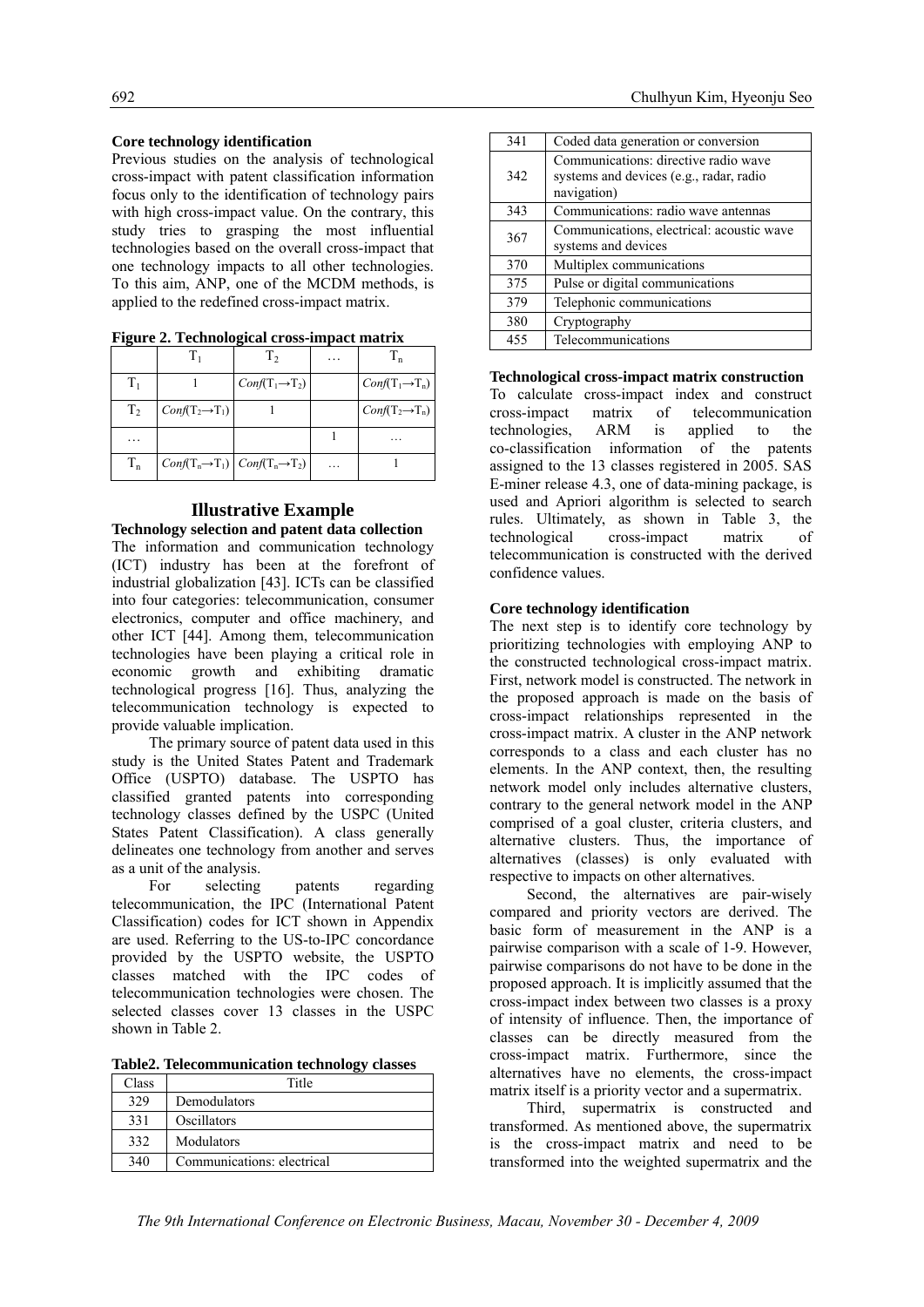### Core technology identification

Previous studies on the analysis of technological cross-impact with patent classification information focus only to the identification of technology pairs with high cross-impact value. On the contrary, this study tries to grasping the most influential technologies based on the overall cross-impact that one technology impacts to all other technologies. To this aim, ANP, one of the MCDM methods, is applied to the redefined cross-impact matrix.

**Figure 2. Technological cross-impact matrix**

| | $T_1$ | $T_2$ | … | $T_n$ |
|---|---|---|---|---|
| $T_1$ | 1 | $Conf(T_1 \rightarrow T_2)$ | | $Conf(T_1 \rightarrow T_n)$ |
| $T_2$ | $Conf(T_2 \rightarrow T_1)$ | 1 | | $Conf(T_2 \rightarrow T_n)$ |
| … | | | 1 | … |
| $T_n$ | $Conf(T_n \rightarrow T_1)$ | $Conf(T_n \rightarrow T_2)$ | … | 1 |

## Illustrative Example

### Technology selection and patent data collection

The information and communication technology (ICT) industry has been at the forefront of industrial globalization [43]. ICTs can be classified into four categories: telecommunication, consumer electronics, computer and office machinery, and other ICT [44]. Among them, telecommunication technologies have been playing a critical role in economic growth and exhibiting dramatic technological progress [16]. Thus, analyzing the telecommunication technology is expected to provide valuable implication.

The primary source of patent data used in this study is the United States Patent and Trademark Office (USPTO) database. The USPTO has classified granted patents into corresponding technology classes defined by the USPC (United States Patent Classification). A class generally delineates one technology from another and serves as a unit of the analysis.

For selecting patents regarding telecommunication, the IPC (International Patent Classification) codes for ICT shown in Appendix are used. Referring to the US-to-IPC concordance provided by the USPTO website, the USPTO classes matched with the IPC codes of telecommunication technologies were chosen. The selected classes cover 13 classes in the USPC shown in Table 2.

**Table2. Telecommunication technology classes**

| Class | Title |
|---|---|
| 329 | Demodulators |
| 331 | Oscillators |
| 332 | Modulators |
| 340 | Communications: electrical |
| 341 | Coded data generation or conversion |
| 342 | Communications: directive radio wave systems and devices (e.g., radar, radio navigation) |
| 343 | Communications: radio wave antennas |
| 367 | Communications, electrical: acoustic wave systems and devices |
| 370 | Multiplex communications |
| 375 | Pulse or digital communications |
| 379 | Telephonic communications |
| 380 | Cryptography |
| 455 | Telecommunications |

### Technological cross-impact matrix construction

To calculate cross-impact index and construct cross-impact matrix of telecommunication technologies, ARM is applied to the co-classification information of the patents assigned to the 13 classes registered in 2005. SAS E-miner release 4.3, one of data-mining package, is used and Apriori algorithm is selected to search rules. Ultimately, as shown in Table 3, the technological cross-impact matrix of telecommunication is constructed with the derived confidence values.

### Core technology identification

The next step is to identify core technology by prioritizing technologies with employing ANP to the constructed technological cross-impact matrix. First, network model is constructed. The network in the proposed approach is made on the basis of cross-impact relationships represented in the cross-impact matrix. A cluster in the ANP network corresponds to a class and each cluster has no elements. In the ANP context, then, the resulting network model only includes alternative clusters, contrary to the general network model in the ANP comprised of a goal cluster, criteria clusters, and alternative clusters. Thus, the importance of alternatives (classes) is only evaluated with respective to impacts on other alternatives.

Second, the alternatives are pair-wisely compared and priority vectors are derived. The basic form of measurement in the ANP is a pairwise comparison with a scale of 1-9. However, pairwise comparisons do not have to be done in the proposed approach. It is implicitly assumed that the cross-impact index between two classes is a proxy of intensity of influence. Then, the importance of classes can be directly measured from the cross-impact matrix. Furthermore, since the alternatives have no elements, the cross-impact matrix itself is a priority vector and a supermatrix.

Third, supermatrix is constructed and transformed. As mentioned above, the supermatrix is the cross-impact matrix and need to be transformed into the weighted supermatrix and the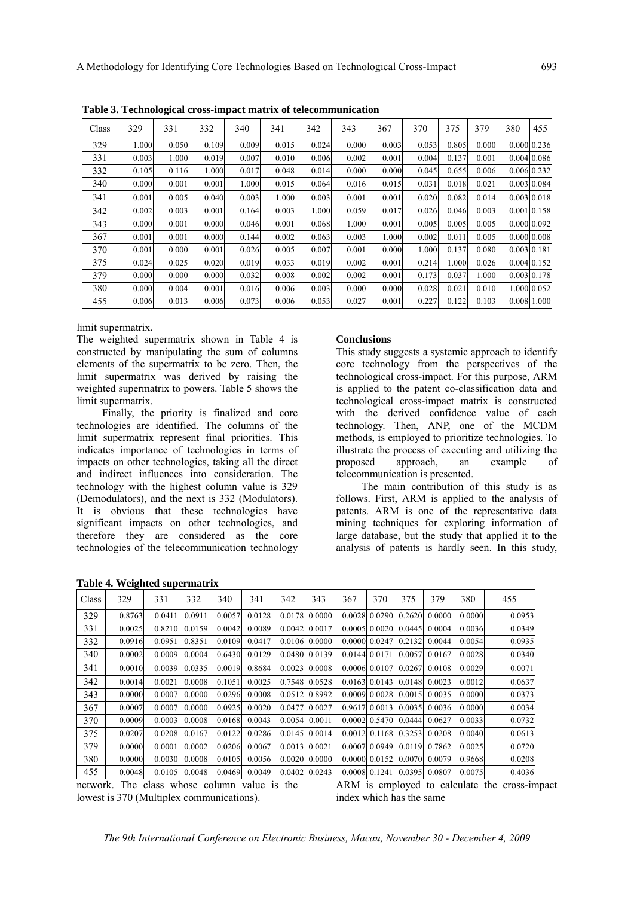**Table 3. Technological cross-impact matrix of telecommunication**

| Class | 329 | 331 | 332 | 340 | 341 | 342 | 343 | 367 | 370 | 375 | 379 | 380 | 455 |
|---|---|---|---|---|---|---|---|---|---|---|---|---|---|
| 329 | 1.000 | 0.050 | 0.109 | 0.009 | 0.015 | 0.024 | 0.000 | 0.003 | 0.053 | 0.805 | 0.000 | 0.000 | 0.236 |
| 331 | 0.003 | 1.000 | 0.019 | 0.007 | 0.010 | 0.006 | 0.002 | 0.001 | 0.004 | 0.137 | 0.001 | 0.004 | 0.086 |
| 332 | 0.105 | 0.116 | 1.000 | 0.017 | 0.048 | 0.014 | 0.000 | 0.000 | 0.045 | 0.655 | 0.006 | 0.006 | 0.232 |
| 340 | 0.000 | 0.001 | 0.001 | 1.000 | 0.015 | 0.064 | 0.016 | 0.015 | 0.031 | 0.018 | 0.021 | 0.003 | 0.084 |
| 341 | 0.001 | 0.005 | 0.040 | 0.003 | 1.000 | 0.003 | 0.001 | 0.001 | 0.020 | 0.082 | 0.014 | 0.003 | 0.018 |
| 342 | 0.002 | 0.003 | 0.001 | 0.164 | 0.003 | 1.000 | 0.059 | 0.017 | 0.026 | 0.046 | 0.003 | 0.001 | 0.158 |
| 343 | 0.000 | 0.001 | 0.000 | 0.046 | 0.001 | 0.068 | 1.000 | 0.001 | 0.005 | 0.005 | 0.005 | 0.000 | 0.092 |
| 367 | 0.001 | 0.001 | 0.000 | 0.144 | 0.002 | 0.063 | 0.003 | 1.000 | 0.002 | 0.011 | 0.005 | 0.000 | 0.008 |
| 370 | 0.001 | 0.000 | 0.001 | 0.026 | 0.005 | 0.007 | 0.001 | 0.000 | 1.000 | 0.137 | 0.080 | 0.003 | 0.181 |
| 375 | 0.024 | 0.025 | 0.020 | 0.019 | 0.033 | 0.019 | 0.002 | 0.001 | 0.214 | 1.000 | 0.026 | 0.004 | 0.152 |
| 379 | 0.000 | 0.000 | 0.000 | 0.032 | 0.008 | 0.002 | 0.002 | 0.001 | 0.173 | 0.037 | 1.000 | 0.003 | 0.178 |
| 380 | 0.000 | 0.004 | 0.001 | 0.016 | 0.006 | 0.003 | 0.000 | 0.000 | 0.028 | 0.021 | 0.010 | 1.000 | 0.052 |
| 455 | 0.006 | 0.013 | 0.006 | 0.073 | 0.006 | 0.053 | 0.027 | 0.001 | 0.227 | 0.122 | 0.103 | 0.008 | 1.000 |

limit supermatrix.

The weighted supermatrix shown in Table 4 is constructed by manipulating the sum of columns elements of the supermatrix to be zero. Then, the limit supermatrix was derived by raising the weighted supermatrix to powers. Table 5 shows the limit supermatrix.

Finally, the priority is finalized and core technologies are identified. The columns of the limit supermatrix represent final priorities. This indicates importance of technologies in terms of impacts on other technologies, taking all the direct and indirect influences into consideration. The technology with the highest column value is 329 (Demodulators), and the next is 332 (Modulators). It is obvious that these technologies have significant impacts on other technologies, and therefore they are considered as the core technologies of the telecommunication technology network. The class whose column value is the lowest is 370 (Multiplex communications).

## Conclusions

This study suggests a systemic approach to identify core technology from the perspectives of the technological cross-impact. For this purpose, ARM is applied to the patent co-classification data and technological cross-impact matrix is constructed with the derived confidence value of each technology. Then, ANP, one of the MCDM methods, is employed to prioritize technologies. To illustrate the process of executing and utilizing the proposed approach, an example of telecommunication is presented.

The main contribution of this study is as follows. First, ARM is applied to the analysis of patents. ARM is one of the representative data mining techniques for exploring information of large database, but the study that applied it to the analysis of patents is hardly seen. In this study, ARM is employed to calculate the cross-impact index which has the same

**Table 4. Weighted supermatrix**

| Class | 329 | 331 | 332 | 340 | 341 | 342 | 343 | 367 | 370 | 375 | 379 | 380 | 455 |
|---|---|---|---|---|---|---|---|---|---|---|---|---|---|
| 329 | 0.8763 | 0.0411 | 0.0911 | 0.0057 | 0.0128 | 0.0178 | 0.0000 | 0.0028 | 0.0290 | 0.2620 | 0.0000 | 0.0000 | 0.0953 |
| 331 | 0.0025 | 0.8210 | 0.0159 | 0.0042 | 0.0089 | 0.0042 | 0.0017 | 0.0005 | 0.0020 | 0.0445 | 0.0004 | 0.0036 | 0.0349 |
| 332 | 0.0916 | 0.0951 | 0.8351 | 0.0109 | 0.0417 | 0.0106 | 0.0000 | 0.0000 | 0.0247 | 0.2132 | 0.0044 | 0.0054 | 0.0935 |
| 340 | 0.0002 | 0.0009 | 0.0004 | 0.6430 | 0.0129 | 0.0480 | 0.0139 | 0.0144 | 0.0171 | 0.0057 | 0.0167 | 0.0028 | 0.0340 |
| 341 | 0.0010 | 0.0039 | 0.0335 | 0.0019 | 0.8684 | 0.0023 | 0.0008 | 0.0006 | 0.0107 | 0.0267 | 0.0108 | 0.0029 | 0.0071 |
| 342 | 0.0014 | 0.0021 | 0.0008 | 0.1051 | 0.0025 | 0.7548 | 0.0528 | 0.0163 | 0.0143 | 0.0148 | 0.0023 | 0.0012 | 0.0637 |
| 343 | 0.0000 | 0.0007 | 0.0000 | 0.0296 | 0.0008 | 0.0512 | 0.8992 | 0.0009 | 0.0028 | 0.0015 | 0.0035 | 0.0000 | 0.0373 |
| 367 | 0.0007 | 0.0007 | 0.0000 | 0.0925 | 0.0020 | 0.0477 | 0.0027 | 0.9617 | 0.0013 | 0.0035 | 0.0036 | 0.0000 | 0.0034 |
| 370 | 0.0009 | 0.0003 | 0.0008 | 0.0168 | 0.0043 | 0.0054 | 0.0011 | 0.0002 | 0.5470 | 0.0444 | 0.0627 | 0.0033 | 0.0732 |
| 375 | 0.0207 | 0.0208 | 0.0167 | 0.0122 | 0.0286 | 0.0145 | 0.0014 | 0.0012 | 0.1168 | 0.3253 | 0.0208 | 0.0040 | 0.0613 |
| 379 | 0.0000 | 0.0001 | 0.0002 | 0.0206 | 0.0067 | 0.0013 | 0.0021 | 0.0007 | 0.0949 | 0.0119 | 0.7862 | 0.0025 | 0.0720 |
| 380 | 0.0000 | 0.0030 | 0.0008 | 0.0105 | 0.0056 | 0.0020 | 0.0000 | 0.0000 | 0.0152 | 0.0070 | 0.0079 | 0.9668 | 0.0208 |
| 455 | 0.0048 | 0.0105 | 0.0048 | 0.0469 | 0.0049 | 0.0402 | 0.0243 | 0.0008 | 0.1241 | 0.0395 | 0.0807 | 0.0075 | 0.4036 |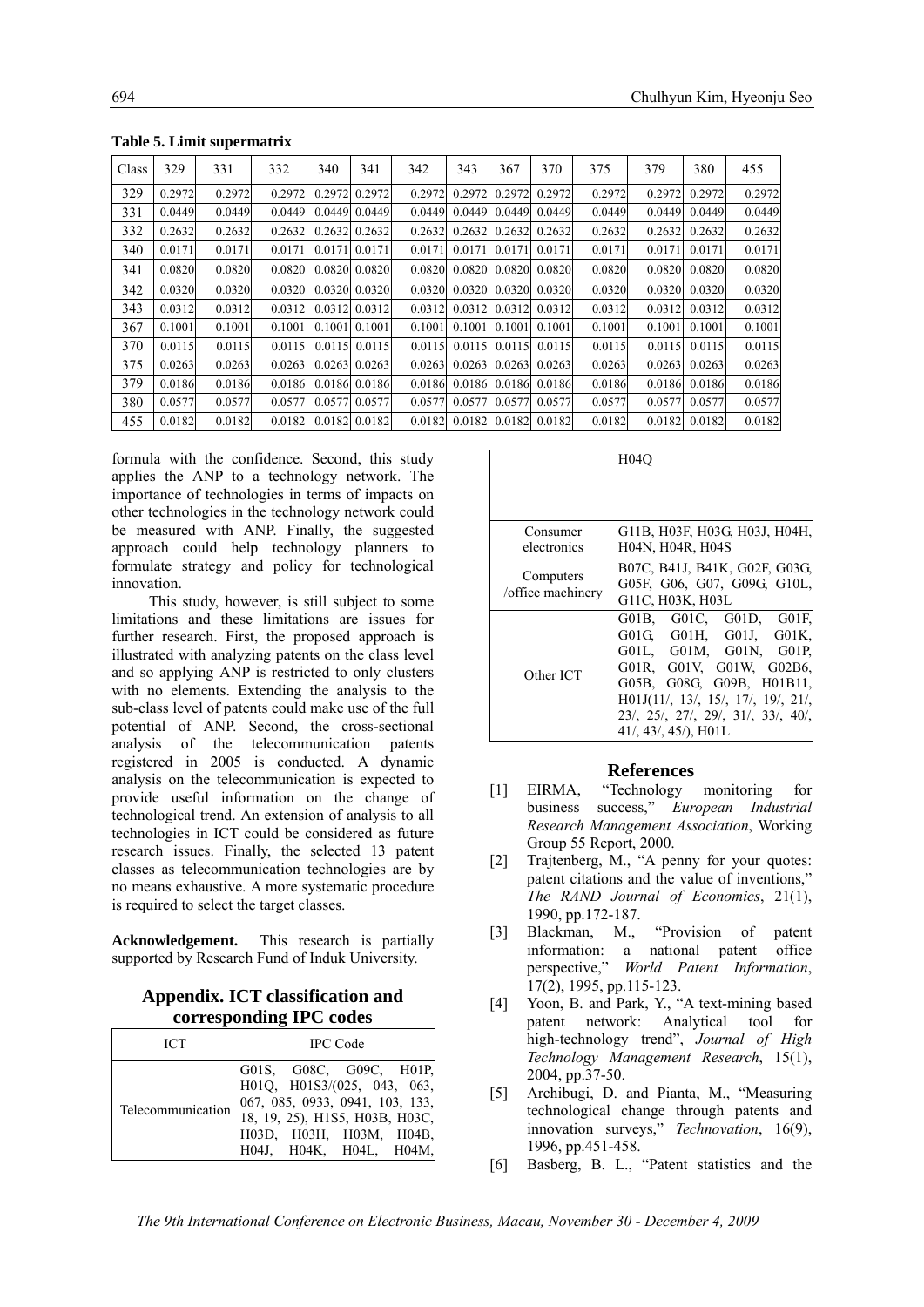**Table 5. Limit supermatrix**

| Class | 329 | 331 | 332 | 340 | 341 | 342 | 343 | 367 | 370 | 375 | 379 | 380 | 455 |
|---|---|---|---|---|---|---|---|---|---|---|---|---|---|
| 329 | 0.2972 | 0.2972 | 0.2972 | 0.2972 | 0.2972 | 0.2972 | 0.2972 | 0.2972 | 0.2972 | 0.2972 | 0.2972 | 0.2972 | 0.2972 |
| 331 | 0.0449 | 0.0449 | 0.0449 | 0.0449 | 0.0449 | 0.0449 | 0.0449 | 0.0449 | 0.0449 | 0.0449 | 0.0449 | 0.0449 | 0.0449 |
| 332 | 0.2632 | 0.2632 | 0.2632 | 0.2632 | 0.2632 | 0.2632 | 0.2632 | 0.2632 | 0.2632 | 0.2632 | 0.2632 | 0.2632 | 0.2632 |
| 340 | 0.0171 | 0.0171 | 0.0171 | 0.0171 | 0.0171 | 0.0171 | 0.0171 | 0.0171 | 0.0171 | 0.0171 | 0.0171 | 0.0171 | 0.0171 |
| 341 | 0.0820 | 0.0820 | 0.0820 | 0.0820 | 0.0820 | 0.0820 | 0.0820 | 0.0820 | 0.0820 | 0.0820 | 0.0820 | 0.0820 | 0.0820 |
| 342 | 0.0320 | 0.0320 | 0.0320 | 0.0320 | 0.0320 | 0.0320 | 0.0320 | 0.0320 | 0.0320 | 0.0320 | 0.0320 | 0.0320 | 0.0320 |
| 343 | 0.0312 | 0.0312 | 0.0312 | 0.0312 | 0.0312 | 0.0312 | 0.0312 | 0.0312 | 0.0312 | 0.0312 | 0.0312 | 0.0312 | 0.0312 |
| 367 | 0.1001 | 0.1001 | 0.1001 | 0.1001 | 0.1001 | 0.1001 | 0.1001 | 0.1001 | 0.1001 | 0.1001 | 0.1001 | 0.1001 | 0.1001 |
| 370 | 0.0115 | 0.0115 | 0.0115 | 0.0115 | 0.0115 | 0.0115 | 0.0115 | 0.0115 | 0.0115 | 0.0115 | 0.0115 | 0.0115 | 0.0115 |
| 375 | 0.0263 | 0.0263 | 0.0263 | 0.0263 | 0.0263 | 0.0263 | 0.0263 | 0.0263 | 0.0263 | 0.0263 | 0.0263 | 0.0263 | 0.0263 |
| 379 | 0.0186 | 0.0186 | 0.0186 | 0.0186 | 0.0186 | 0.0186 | 0.0186 | 0.0186 | 0.0186 | 0.0186 | 0.0186 | 0.0186 | 0.0186 |
| 380 | 0.0577 | 0.0577 | 0.0577 | 0.0577 | 0.0577 | 0.0577 | 0.0577 | 0.0577 | 0.0577 | 0.0577 | 0.0577 | 0.0577 | 0.0577 |
| 455 | 0.0182 | 0.0182 | 0.0182 | 0.0182 | 0.0182 | 0.0182 | 0.0182 | 0.0182 | 0.0182 | 0.0182 | 0.0182 | 0.0182 | 0.0182 |

formula with the confidence. Second, this study applies the ANP to a technology network. The importance of technologies in terms of impacts on other technologies in the technology network could be measured with ANP. Finally, the suggested approach could help technology planners to formulate strategy and policy for technological innovation.

This study, however, is still subject to some limitations and these limitations are issues for further research. First, the proposed approach is illustrated with analyzing patents on the class level and so applying ANP is restricted to only clusters with no elements. Extending the analysis to the sub-class level of patents could make use of the full potential of ANP. Second, the cross-sectional analysis of the telecommunication patents registered in 2005 is conducted. A dynamic analysis on the telecommunication is expected to provide useful information on the change of technological trend. An extension of analysis to all technologies in ICT could be considered as future research issues. Finally, the selected 13 patent classes as telecommunication technologies are by no means exhaustive. A more systematic procedure is required to select the target classes.

**Acknowledgement.** This research is partially supported by Research Fund of Induk University.

## Appendix. ICT classification and corresponding IPC codes

| ICT | IPC Code |
|---|---|
| Telecommunication | G01S, G08C, G09C, H01P, H01Q, H01S3/(025, 043, 063, 067, 085, 0933, 0941, 103, 133, 18, 19, 25), H1S5, H03B, H03C, H03D, H03H, H03M, H04B, H04J, H04K, H04L, H04M, H04Q |
| Consumer electronics | G11B, H03F, H03G, H03J, H04H, H04N, H04R, H04S |
| Computers /office machinery | B07C, B41J, B41K, G02F, G03G, G05F, G06, G07, G09G, G10L, G11C, H03K, H03L |
| Other ICT | G01B, G01C, G01D, G01F, G01G, G01H, G01J, G01K, G01L, G01M, G01N, G01P, G01R, G01V, G01W, G02B6, G05B, G08G, G09B, H01B11, H01J(11/, 13/, 15/, 17/, 19/, 21/, 23/, 25/, 27/, 29/, 31/, 33/, 40/, 41/, 43/, 45/), H01L |

## References

[1] EIRMA, "Technology monitoring for business success," *European Industrial Research Management Association*, Working Group 55 Report, 2000.

[2] Trajtenberg, M., "A penny for your quotes: patent citations and the value of inventions," *The RAND Journal of Economics*, 21(1), 1990, pp.172-187.

[3] Blackman, M., "Provision of patent information: a national patent office perspective," *World Patent Information*, 17(2), 1995, pp.115-123.

[4] Yoon, B. and Park, Y., "A text-mining based patent network: Analytical tool for high-technology trend", *Journal of High Technology Management Research*, 15(1), 2004, pp.37-50.

[5] Archibugi, D. and Pianta, M., "Measuring technological change through patents and innovation surveys," *Technovation*, 16(9), 1996, pp.451-458.

[6] Basberg, B. L., "Patent statistics and the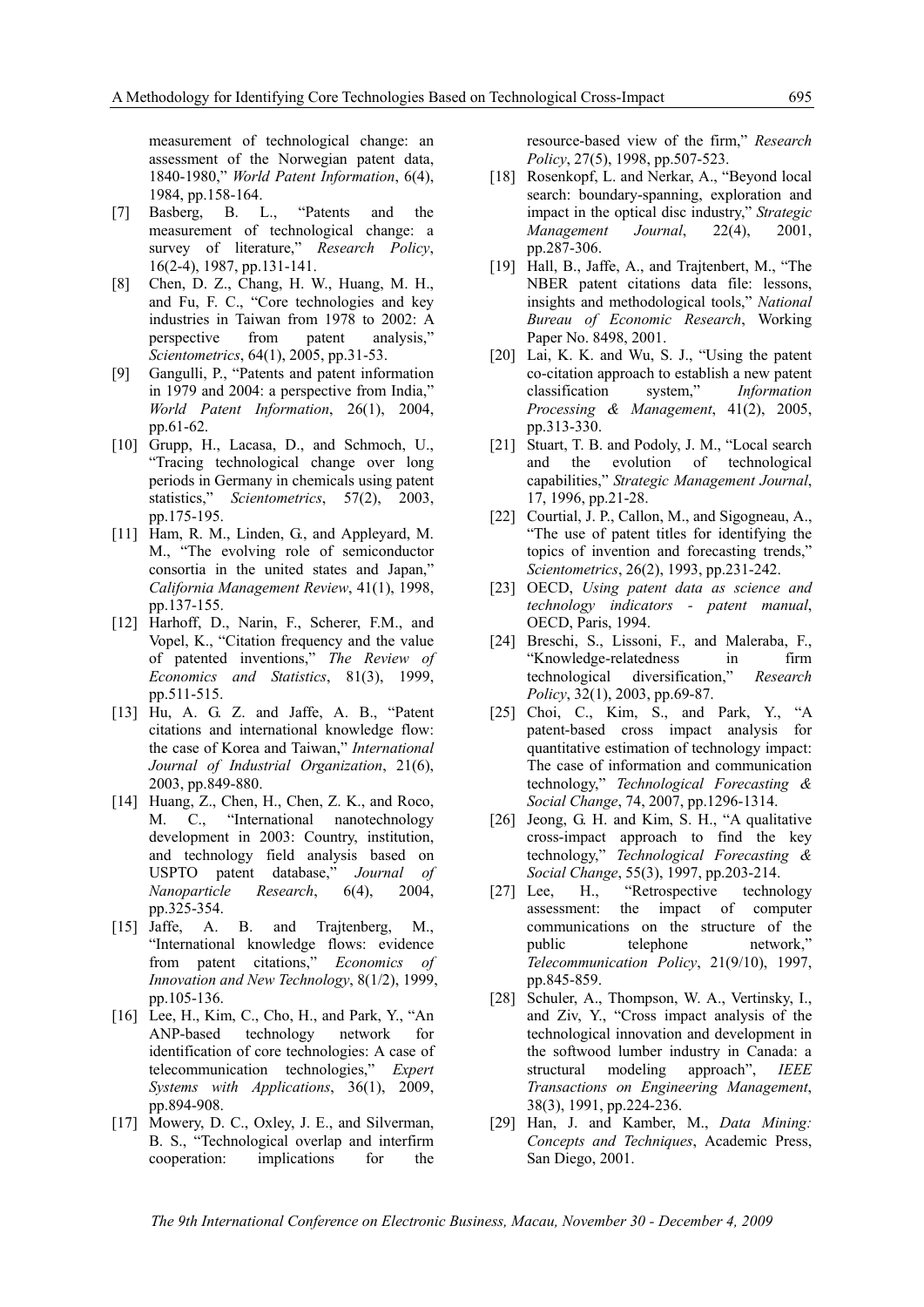measurement of technological change: an assessment of the Norwegian patent data, 1840-1980," *World Patent Information*, 6(4), 1984, pp.158-164.

[7] Basberg, B. L., "Patents and the measurement of technological change: a survey of literature," *Research Policy*, 16(2-4), 1987, pp.131-141.

[8] Chen, D. Z., Chang, H. W., Huang, M. H., and Fu, F. C., "Core technologies and key industries in Taiwan from 1978 to 2002: A perspective from patent analysis," *Scientometrics*, 64(1), 2005, pp.31-53.

[9] Gangulli, P., "Patents and patent information in 1979 and 2004: a perspective from India," *World Patent Information*, 26(1), 2004, pp.61-62.

[10] Grupp, H., Lacasa, D., and Schmoch, U., "Tracing technological change over long periods in Germany in chemicals using patent statistics," *Scientometrics*, 57(2), 2003, pp.175-195.

[11] Ham, R. M., Linden, G., and Appleyard, M. M., "The evolving role of semiconductor consortia in the united states and Japan," *California Management Review*, 41(1), 1998, pp.137-155.

[12] Harhoff, D., Narin, F., Scherer, F.M., and Vopel, K., "Citation frequency and the value of patented inventions," *The Review of Economics and Statistics*, 81(3), 1999, pp.511-515.

[13] Hu, A. G. Z. and Jaffe, A. B., "Patent citations and international knowledge flow: the case of Korea and Taiwan," *International Journal of Industrial Organization*, 21(6), 2003, pp.849-880.

[14] Huang, Z., Chen, H., Chen, Z. K., and Roco, M. C., "International nanotechnology development in 2003: Country, institution, and technology field analysis based on USPTO patent database," *Journal of Nanoparticle Research*, 6(4), 2004, pp.325-354.

[15] Jaffe, A. B. and Trajtenberg, M., "International knowledge flows: evidence from patent citations," *Economics of Innovation and New Technology*, 8(1/2), 1999, pp.105-136.

[16] Lee, H., Kim, C., Cho, H., and Park, Y., "An ANP-based technology network for identification of core technologies: A case of telecommunication technologies," *Expert Systems with Applications*, 36(1), 2009, pp.894-908.

[17] Mowery, D. C., Oxley, J. E., and Silverman, B. S., "Technological overlap and interfirm cooperation: implications for the resource-based view of the firm," *Research Policy*, 27(5), 1998, pp.507-523.

[18] Rosenkopf, L. and Nerkar, A., "Beyond local search: boundary-spanning, exploration and impact in the optical disc industry," *Strategic Management Journal*, 22(4), 2001, pp.287-306.

[19] Hall, B., Jaffe, A., and Trajtenbert, M., "The NBER patent citations data file: lessons, insights and methodological tools," *National Bureau of Economic Research*, Working Paper No. 8498, 2001.

[20] Lai, K. K. and Wu, S. J., "Using the patent co-citation approach to establish a new patent classification system," *Information Processing & Management*, 41(2), 2005, pp.313-330.

[21] Stuart, T. B. and Podoly, J. M., "Local search and the evolution of technological capabilities," *Strategic Management Journal*, 17, 1996, pp.21-28.

[22] Courtial, J. P., Callon, M., and Sigogneau, A., "The use of patent titles for identifying the topics of invention and forecasting trends," *Scientometrics*, 26(2), 1993, pp.231-242.

[23] OECD, *Using patent data as science and technology indicators - patent manual*, OECD, Paris, 1994.

[24] Breschi, S., Lissoni, F., and Maleraba, F., "Knowledge-relatedness in firm technological diversification," *Research Policy*, 32(1), 2003, pp.69-87.

[25] Choi, C., Kim, S., and Park, Y., "A patent-based cross impact analysis for quantitative estimation of technology impact: The case of information and communication technology," *Technological Forecasting & Social Change*, 74, 2007, pp.1296-1314.

[26] Jeong, G. H. and Kim, S. H., "A qualitative cross-impact approach to find the key technology," *Technological Forecasting & Social Change*, 55(3), 1997, pp.203-214.

[27] Lee, H., "Retrospective technology assessment: the impact of computer communications on the structure of the public telephone network," *Telecommunication Policy*, 21(9/10), 1997, pp.845-859.

[28] Schuler, A., Thompson, W. A., Vertinsky, I., and Ziv, Y., "Cross impact analysis of the technological innovation and development in the softwood lumber industry in Canada: a structural modeling approach", *IEEE Transactions on Engineering Management*, 38(3), 1991, pp.224-236.

[29] Han, J. and Kamber, M., *Data Mining: Concepts and Techniques*, Academic Press, San Diego, 2001.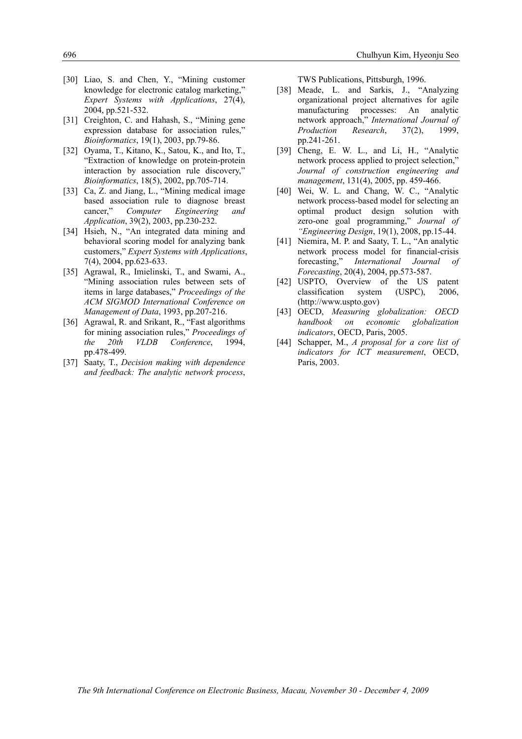[30] Liao, S. and Chen, Y., "Mining customer knowledge for electronic catalog marketing," *Expert Systems with Applications*, 27(4), 2004, pp.521-532.

[31] Creighton, C. and Hahash, S., "Mining gene expression database for association rules," *Bioinformatics*, 19(1), 2003, pp.79-86.

[32] Oyama, T., Kitano, K., Satou, K., and Ito, T., "Extraction of knowledge on protein-protein interaction by association rule discovery," *Bioinformatics*, 18(5), 2002, pp.705-714.

[33] Ca, Z. and Jiang, L., "Mining medical image based association rule to diagnose breast cancer," *Computer Engineering and Application*, 39(2), 2003, pp.230-232.

[34] Hsieh, N., "An integrated data mining and behavioral scoring model for analyzing bank customers," *Expert Systems with Applications*, 7(4), 2004, pp.623-633.

[35] Agrawal, R., Imielinski, T., and Swami, A., "Mining association rules between sets of items in large databases," *Proceedings of the ACM SIGMOD International Conference on Management of Data*, 1993, pp.207-216.

[36] Agrawal, R. and Srikant, R., "Fast algorithms for mining association rules," *Proceedings of the 20th VLDB Conference*, 1994, pp.478-499.

[37] Saaty, T., *Decision making with dependence and feedback: The analytic network process*, TWS Publications, Pittsburgh, 1996.

[38] Meade, L. and Sarkis, J., "Analyzing organizational project alternatives for agile manufacturing processes: An analytic network approach," *International Journal of Production Research*, 37(2), 1999, pp.241-261.

[39] Cheng, E. W. L., and Li, H., "Analytic network process applied to project selection," *Journal of construction engineering and management*, 131(4), 2005, pp. 459-466.

[40] Wei, W. L. and Chang, W. C., "Analytic network process-based model for selecting an optimal product design solution with zero-one goal programming," *Journal of "Engineering Design*, 19(1), 2008, pp.15-44.

[41] Niemira, M. P. and Saaty, T. L., "An analytic network process model for financial-crisis forecasting," *International Journal of Forecasting*, 20(4), 2004, pp.573-587.

[42] USPTO, Overview of the US patent classification system (USPC), 2006, (http://www.uspto.gov)

[43] OECD, *Measuring globalization: OECD handbook on economic globalization indicators*, OECD, Paris, 2005.

[44] Schapper, M., *A proposal for a core list of indicators for ICT measurement*, OECD, Paris, 2003.